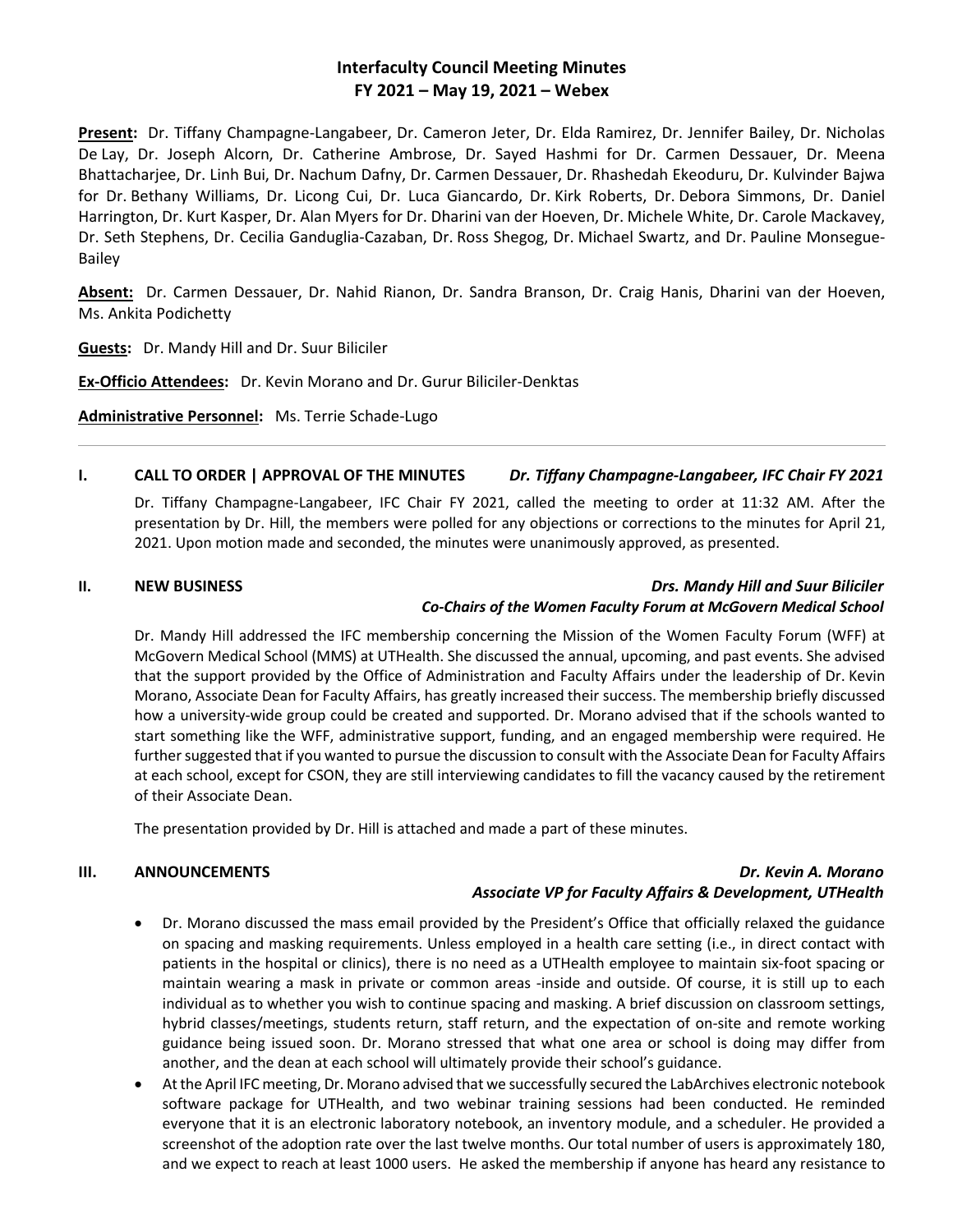# Interfaculty Council Meeting Minutes
## FY 2021 – May 19, 2021 – Webex

**Present:** Dr. Tiffany Champagne-Langabeer, Dr. Cameron Jeter, Dr. Elda Ramirez, Dr. Jennifer Bailey, Dr. Nicholas De Lay, Dr. Joseph Alcorn, Dr. Catherine Ambrose, Dr. Sayed Hashmi for Dr. Carmen Dessauer, Dr. Meena Bhattacharjee, Dr. Linh Bui, Dr. Nachum Dafny, Dr. Carmen Dessauer, Dr. Rhashedah Ekeoduru, Dr. Kulvinder Bajwa for Dr. Bethany Williams, Dr. Licong Cui, Dr. Luca Giancardo, Dr. Kirk Roberts, Dr. Debora Simmons, Dr. Daniel Harrington, Dr. Kurt Kasper, Dr. Alan Myers for Dr. Dharini van der Hoeven, Dr. Michele White, Dr. Carole Mackavey, Dr. Seth Stephens, Dr. Cecilia Ganduglia-Cazaban, Dr. Ross Shegog, Dr. Michael Swartz, and Dr. Pauline Monsegue-Bailey

**Absent:** Dr. Carmen Dessauer, Dr. Nahid Rianon, Dr. Sandra Branson, Dr. Craig Hanis, Dharini van der Hoeven, Ms. Ankita Podichetty

**Guests:** Dr. Mandy Hill and Dr. Suur Biliciler

**Ex-Officio Attendees:** Dr. Kevin Morano and Dr. Gurur Biliciler-Denktas

**Administrative Personnel:** Ms. Terrie Schade-Lugo

---

### I. CALL TO ORDER | APPROVAL OF THE MINUTES — *Dr. Tiffany Champagne-Langabeer, IFC Chair FY 2021*

Dr. Tiffany Champagne-Langabeer, IFC Chair FY 2021, called the meeting to order at 11:32 AM. After the presentation by Dr. Hill, the members were polled for any objections or corrections to the minutes for April 21, 2021. Upon motion made and seconded, the minutes were unanimously approved, as presented.

### II. NEW BUSINESS — *Drs. Mandy Hill and Suur Biliciler, Co-Chairs of the Women Faculty Forum at McGovern Medical School*

Dr. Mandy Hill addressed the IFC membership concerning the Mission of the Women Faculty Forum (WFF) at McGovern Medical School (MMS) at UTHealth. She discussed the annual, upcoming, and past events. She advised that the support provided by the Office of Administration and Faculty Affairs under the leadership of Dr. Kevin Morano, Associate Dean for Faculty Affairs, has greatly increased their success. The membership briefly discussed how a university-wide group could be created and supported. Dr. Morano advised that if the schools wanted to start something like the WFF, administrative support, funding, and an engaged membership were required. He further suggested that if you wanted to pursue the discussion to consult with the Associate Dean for Faculty Affairs at each school, except for CSON, they are still interviewing candidates to fill the vacancy caused by the retirement of their Associate Dean.

The presentation provided by Dr. Hill is attached and made a part of these minutes.

### III. ANNOUNCEMENTS — *Dr. Kevin A. Morano, Associate VP for Faculty Affairs & Development, UTHealth*

- Dr. Morano discussed the mass email provided by the President's Office that officially relaxed the guidance on spacing and masking requirements. Unless employed in a health care setting (i.e., in direct contact with patients in the hospital or clinics), there is no need as a UTHealth employee to maintain six-foot spacing or maintain wearing a mask in private or common areas -inside and outside. Of course, it is still up to each individual as to whether you wish to continue spacing and masking. A brief discussion on classroom settings, hybrid classes/meetings, students return, staff return, and the expectation of on-site and remote working guidance being issued soon. Dr. Morano stressed that what one area or school is doing may differ from another, and the dean at each school will ultimately provide their school's guidance.
- At the April IFC meeting, Dr. Morano advised that we successfully secured the LabArchives electronic notebook software package for UTHealth, and two webinar training sessions had been conducted. He reminded everyone that it is an electronic laboratory notebook, an inventory module, and a scheduler. He provided a screenshot of the adoption rate over the last twelve months. Our total number of users is approximately 180, and we expect to reach at least 1000 users. He asked the membership if anyone has heard any resistance to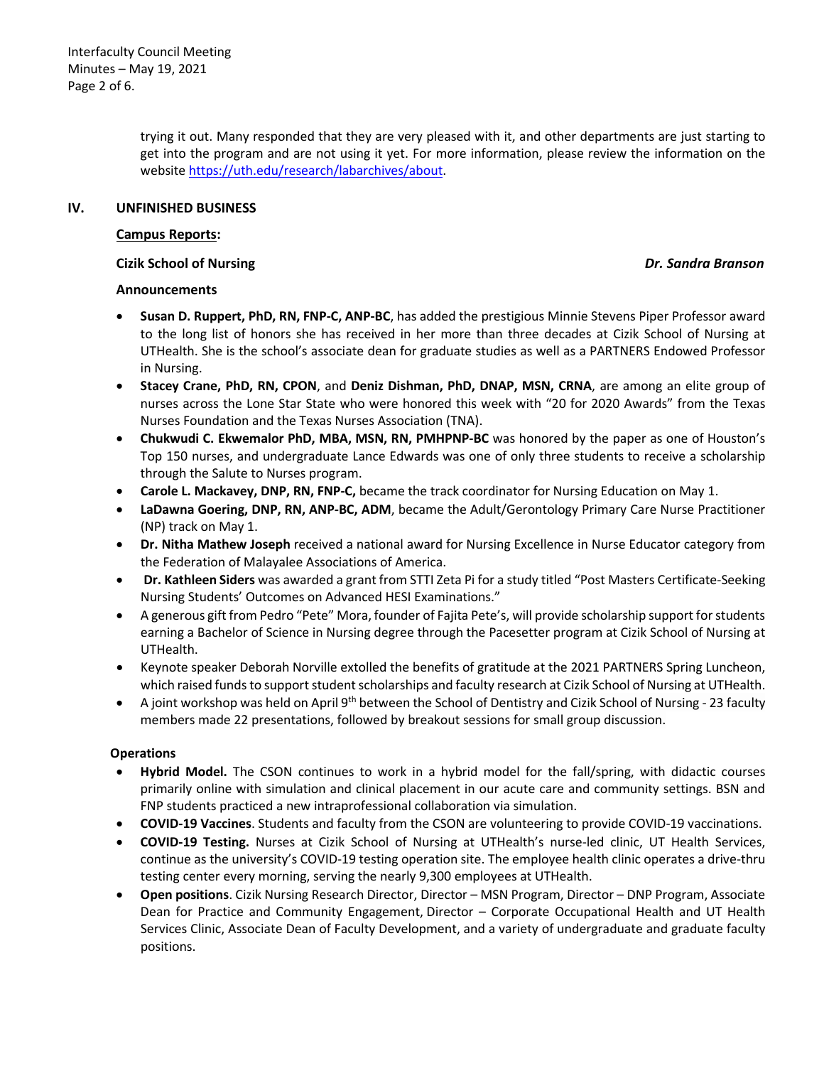trying it out. Many responded that they are very pleased with it, and other departments are just starting to get into the program and are not using it yet. For more information, please review the information on the website https://uth.edu/research/labarchives/about.

## IV. UNFINISHED BUSINESS

**Campus Reports:**

**Cizik School of Nursing** ***Dr. Sandra Branson***

**Announcements**

- **Susan D. Ruppert, PhD, RN, FNP-C, ANP-BC**, has added the prestigious Minnie Stevens Piper Professor award to the long list of honors she has received in her more than three decades at Cizik School of Nursing at UTHealth. She is the school's associate dean for graduate studies as well as a PARTNERS Endowed Professor in Nursing.
- **Stacey Crane, PhD, RN, CPON**, and **Deniz Dishman, PhD, DNAP, MSN, CRNA**, are among an elite group of nurses across the Lone Star State who were honored this week with "20 for 2020 Awards" from the Texas Nurses Foundation and the Texas Nurses Association (TNA).
- **Chukwudi C. Ekwemalor PhD, MBA, MSN, RN, PMHPNP-BC** was honored by the paper as one of Houston's Top 150 nurses, and undergraduate Lance Edwards was one of only three students to receive a scholarship through the Salute to Nurses program.
- **Carole L. Mackavey, DNP, RN, FNP-C,** became the track coordinator for Nursing Education on May 1.
- **LaDawna Goering, DNP, RN, ANP-BC, ADM**, became the Adult/Gerontology Primary Care Nurse Practitioner (NP) track on May 1.
- **Dr. Nitha Mathew Joseph** received a national award for Nursing Excellence in Nurse Educator category from the Federation of Malayalee Associations of America.
- **Dr. Kathleen Siders** was awarded a grant from STTI Zeta Pi for a study titled "Post Masters Certificate-Seeking Nursing Students' Outcomes on Advanced HESI Examinations."
- A generous gift from Pedro "Pete" Mora, founder of Fajita Pete's, will provide scholarship support for students earning a Bachelor of Science in Nursing degree through the Pacesetter program at Cizik School of Nursing at UTHealth.
- Keynote speaker Deborah Norville extolled the benefits of gratitude at the 2021 PARTNERS Spring Luncheon, which raised funds to support student scholarships and faculty research at Cizik School of Nursing at UTHealth.
- A joint workshop was held on April 9th between the School of Dentistry and Cizik School of Nursing - 23 faculty members made 22 presentations, followed by breakout sessions for small group discussion.

**Operations**

- **Hybrid Model.** The CSON continues to work in a hybrid model for the fall/spring, with didactic courses primarily online with simulation and clinical placement in our acute care and community settings. BSN and FNP students practiced a new intraprofessional collaboration via simulation.
- **COVID-19 Vaccines**. Students and faculty from the CSON are volunteering to provide COVID-19 vaccinations.
- **COVID-19 Testing.** Nurses at Cizik School of Nursing at UTHealth's nurse-led clinic, UT Health Services, continue as the university's COVID-19 testing operation site. The employee health clinic operates a drive-thru testing center every morning, serving the nearly 9,300 employees at UTHealth.
- **Open positions**. Cizik Nursing Research Director, Director – MSN Program, Director – DNP Program, Associate Dean for Practice and Community Engagement, Director – Corporate Occupational Health and UT Health Services Clinic, Associate Dean of Faculty Development, and a variety of undergraduate and graduate faculty positions.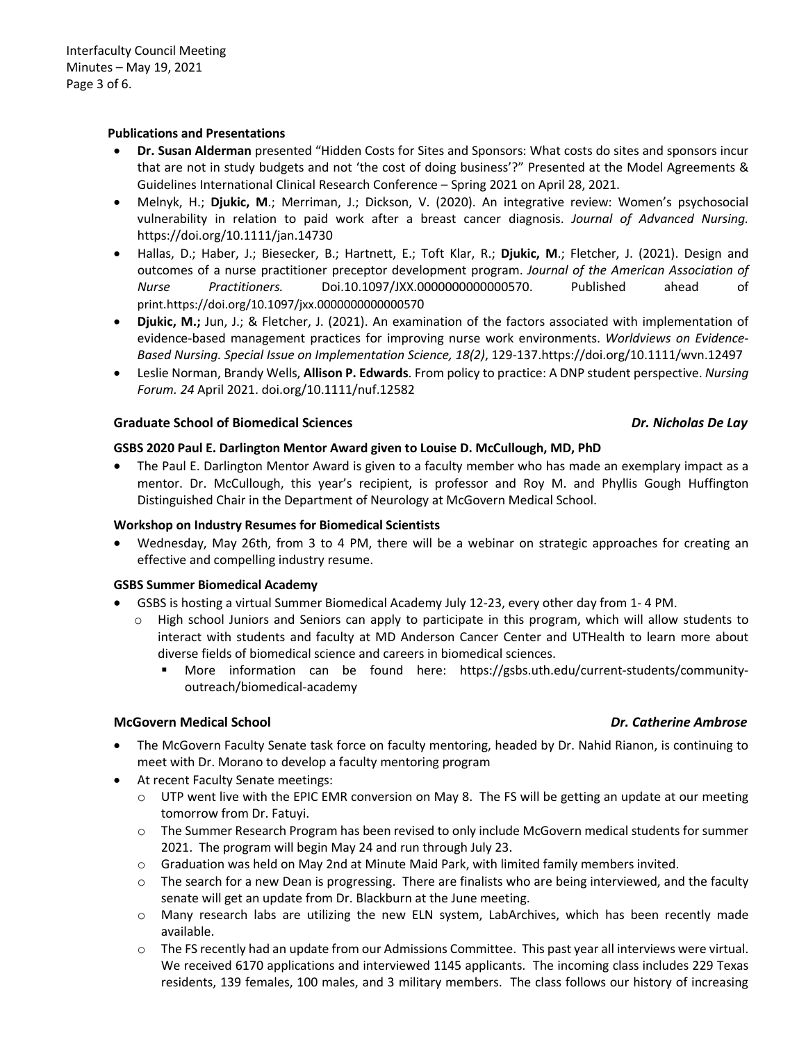**Publications and Presentations**

- **Dr. Susan Alderman** presented "Hidden Costs for Sites and Sponsors: What costs do sites and sponsors incur that are not in study budgets and not 'the cost of doing business'?" Presented at the Model Agreements & Guidelines International Clinical Research Conference – Spring 2021 on April 28, 2021.
- Melnyk, H.; **Djukic, M**.; Merriman, J.; Dickson, V. (2020). An integrative review: Women's psychosocial vulnerability in relation to paid work after a breast cancer diagnosis. *Journal of Advanced Nursing.* https://doi.org/10.1111/jan.14730
- Hallas, D.; Haber, J.; Biesecker, B.; Hartnett, E.; Toft Klar, R.; **Djukic, M**.; Fletcher, J. (2021). Design and outcomes of a nurse practitioner preceptor development program. *Journal of the American Association of Nurse Practitioners.* Doi.10.1097/JXX.0000000000000570. Published ahead of print.https://doi.org/10.1097/jxx.0000000000000570
- **Djukic, M.;** Jun, J.; & Fletcher, J. (2021). An examination of the factors associated with implementation of evidence-based management practices for improving nurse work environments. *Worldviews on Evidence-Based Nursing. Special Issue on Implementation Science, 18(2)*, 129-137.https://doi.org/10.1111/wvn.12497
- Leslie Norman, Brandy Wells, **Allison P. Edwards**. From policy to practice: A DNP student perspective. *Nursing Forum. 24* April 2021. doi.org/10.1111/nuf.12582

## Graduate School of Biomedical Sciences — *Dr. Nicholas De Lay*

**GSBS 2020 Paul E. Darlington Mentor Award given to Louise D. McCullough, MD, PhD**

- The Paul E. Darlington Mentor Award is given to a faculty member who has made an exemplary impact as a mentor. Dr. McCullough, this year's recipient, is professor and Roy M. and Phyllis Gough Huffington Distinguished Chair in the Department of Neurology at McGovern Medical School.

**Workshop on Industry Resumes for Biomedical Scientists**

- Wednesday, May 26th, from 3 to 4 PM, there will be a webinar on strategic approaches for creating an effective and compelling industry resume.

**GSBS Summer Biomedical Academy**

- GSBS is hosting a virtual Summer Biomedical Academy July 12-23, every other day from 1- 4 PM.
  - High school Juniors and Seniors can apply to participate in this program, which will allow students to interact with students and faculty at MD Anderson Cancer Center and UTHealth to learn more about diverse fields of biomedical science and careers in biomedical sciences.
    - More information can be found here: https://gsbs.uth.edu/current-students/community-outreach/biomedical-academy

## McGovern Medical School — *Dr. Catherine Ambrose*

- The McGovern Faculty Senate task force on faculty mentoring, headed by Dr. Nahid Rianon, is continuing to meet with Dr. Morano to develop a faculty mentoring program
- At recent Faculty Senate meetings:
  - UTP went live with the EPIC EMR conversion on May 8. The FS will be getting an update at our meeting tomorrow from Dr. Fatuyi.
  - The Summer Research Program has been revised to only include McGovern medical students for summer 2021. The program will begin May 24 and run through July 23.
  - Graduation was held on May 2nd at Minute Maid Park, with limited family members invited.
  - The search for a new Dean is progressing. There are finalists who are being interviewed, and the faculty senate will get an update from Dr. Blackburn at the June meeting.
  - Many research labs are utilizing the new ELN system, LabArchives, which has been recently made available.
  - The FS recently had an update from our Admissions Committee. This past year all interviews were virtual. We received 6170 applications and interviewed 1145 applicants. The incoming class includes 229 Texas residents, 139 females, 100 males, and 3 military members. The class follows our history of increasing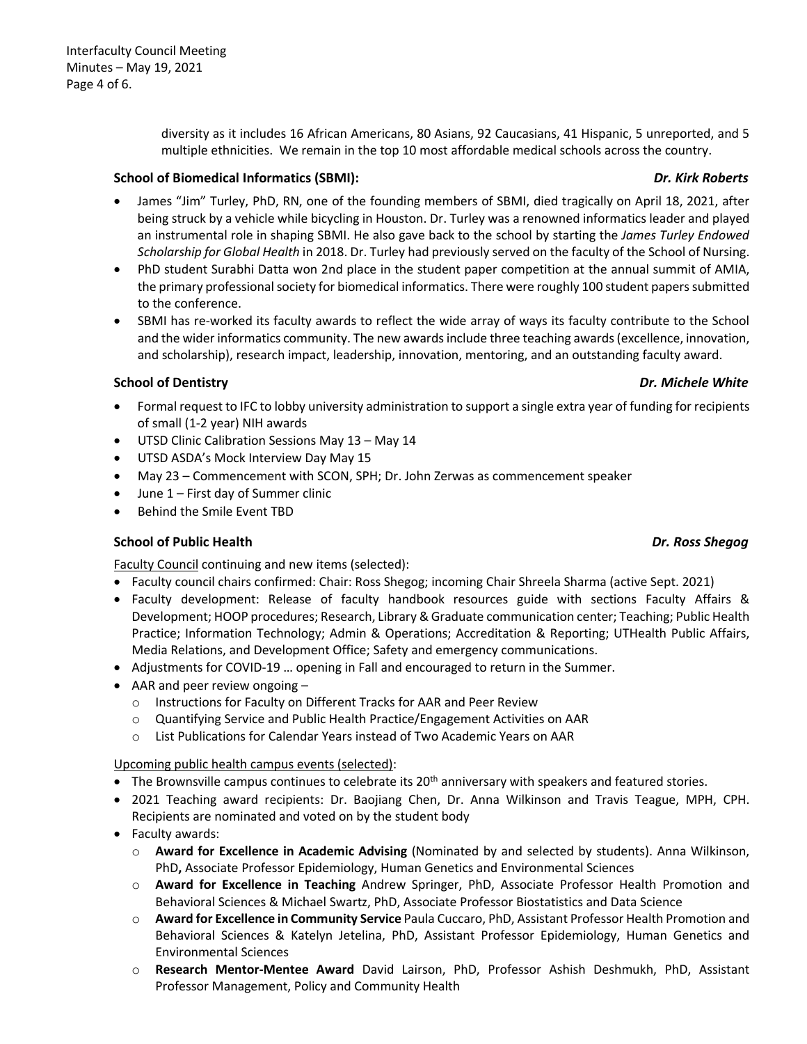diversity as it includes 16 African Americans, 80 Asians, 92 Caucasians, 41 Hispanic, 5 unreported, and 5 multiple ethnicities. We remain in the top 10 most affordable medical schools across the country.

### School of Biomedical Informatics (SBMI): *Dr. Kirk Roberts*

- James "Jim" Turley, PhD, RN, one of the founding members of SBMI, died tragically on April 18, 2021, after being struck by a vehicle while bicycling in Houston. Dr. Turley was a renowned informatics leader and played an instrumental role in shaping SBMI. He also gave back to the school by starting the *James Turley Endowed Scholarship for Global Health* in 2018. Dr. Turley had previously served on the faculty of the School of Nursing.
- PhD student Surabhi Datta won 2nd place in the student paper competition at the annual summit of AMIA, the primary professional society for biomedical informatics. There were roughly 100 student papers submitted to the conference.
- SBMI has re-worked its faculty awards to reflect the wide array of ways its faculty contribute to the School and the wider informatics community. The new awards include three teaching awards (excellence, innovation, and scholarship), research impact, leadership, innovation, mentoring, and an outstanding faculty award.

### School of Dentistry *Dr. Michele White*

- Formal request to IFC to lobby university administration to support a single extra year of funding for recipients of small (1-2 year) NIH awards
- UTSD Clinic Calibration Sessions May 13 – May 14
- UTSD ASDA's Mock Interview Day May 15
- May 23 – Commencement with SCON, SPH; Dr. John Zerwas as commencement speaker
- June 1 – First day of Summer clinic
- Behind the Smile Event TBD

### School of Public Health *Dr. Ross Shegog*

Faculty Council continuing and new items (selected):

- Faculty council chairs confirmed: Chair: Ross Shegog; incoming Chair Shreela Sharma (active Sept. 2021)
- Faculty development: Release of faculty handbook resources guide with sections Faculty Affairs & Development; HOOP procedures; Research, Library & Graduate communication center; Teaching; Public Health Practice; Information Technology; Admin & Operations; Accreditation & Reporting; UTHealth Public Affairs, Media Relations, and Development Office; Safety and emergency communications.
- Adjustments for COVID-19 … opening in Fall and encouraged to return in the Summer.
- AAR and peer review ongoing –
  - Instructions for Faculty on Different Tracks for AAR and Peer Review
  - Quantifying Service and Public Health Practice/Engagement Activities on AAR
  - List Publications for Calendar Years instead of Two Academic Years on AAR

Upcoming public health campus events (selected):

- The Brownsville campus continues to celebrate its 20th anniversary with speakers and featured stories.
- 2021 Teaching award recipients: Dr. Baojiang Chen, Dr. Anna Wilkinson and Travis Teague, MPH, CPH. Recipients are nominated and voted on by the student body
- Faculty awards:
  - **Award for Excellence in Academic Advising** (Nominated by and selected by students). Anna Wilkinson, PhD**,** Associate Professor Epidemiology, Human Genetics and Environmental Sciences
  - **Award for Excellence in Teaching** Andrew Springer, PhD, Associate Professor Health Promotion and Behavioral Sciences & Michael Swartz, PhD, Associate Professor Biostatistics and Data Science
  - **Award for Excellence in Community Service** Paula Cuccaro, PhD, Assistant Professor Health Promotion and Behavioral Sciences & Katelyn Jetelina, PhD, Assistant Professor Epidemiology, Human Genetics and Environmental Sciences
  - **Research Mentor-Mentee Award** David Lairson, PhD, Professor Ashish Deshmukh, PhD, Assistant Professor Management, Policy and Community Health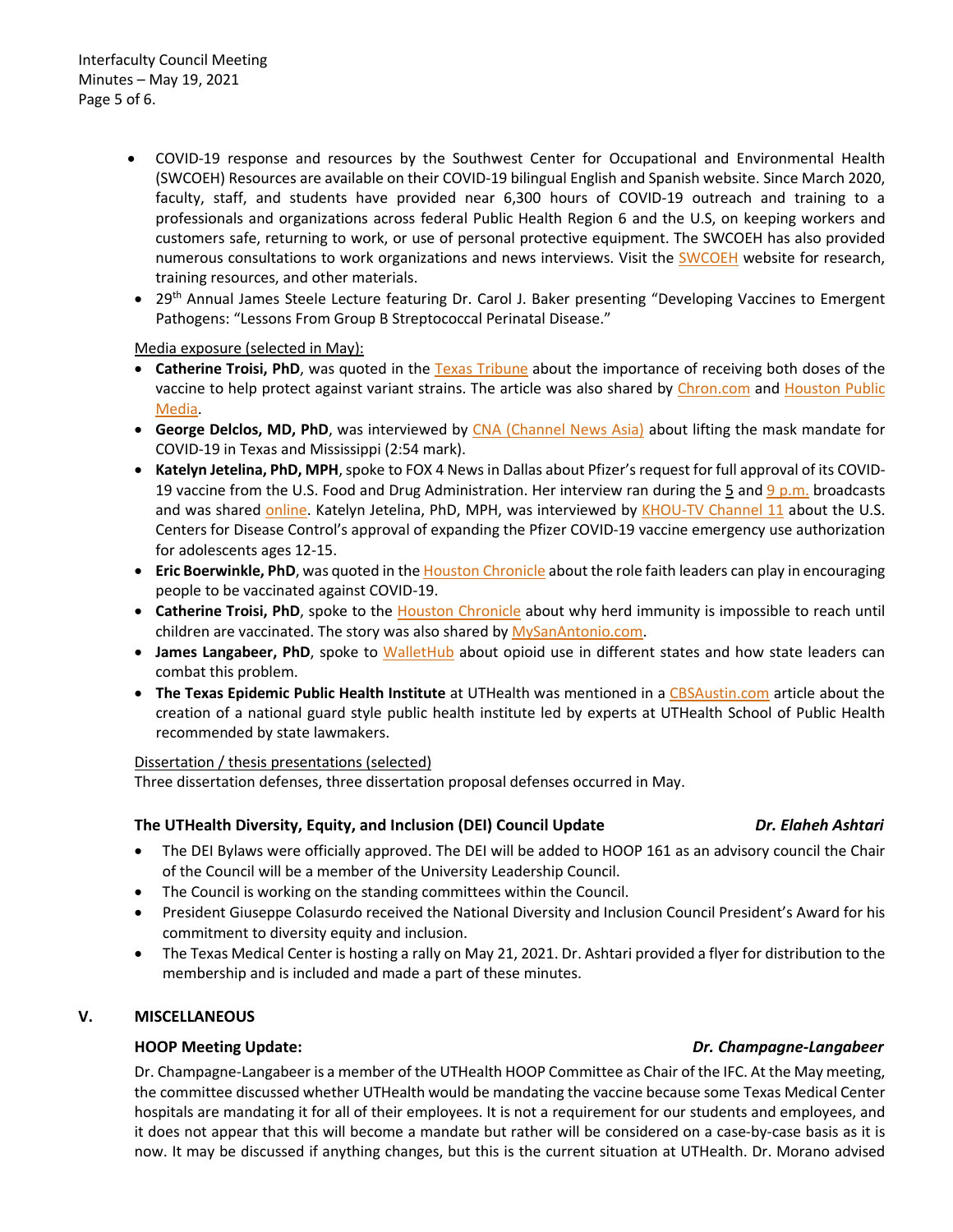- COVID-19 response and resources by the Southwest Center for Occupational and Environmental Health (SWCOEH) Resources are available on their COVID-19 bilingual English and Spanish website. Since March 2020, faculty, staff, and students have provided near 6,300 hours of COVID-19 outreach and training to a professionals and organizations across federal Public Health Region 6 and the U.S, on keeping workers and customers safe, returning to work, or use of personal protective equipment. The SWCOEH has also provided numerous consultations to work organizations and news interviews. Visit the SWCOEH website for research, training resources, and other materials.
- 29th Annual James Steele Lecture featuring Dr. Carol J. Baker presenting "Developing Vaccines to Emergent Pathogens: "Lessons From Group B Streptococcal Perinatal Disease."

Media exposure (selected in May):

- **Catherine Troisi, PhD**, was quoted in the Texas Tribune about the importance of receiving both doses of the vaccine to help protect against variant strains. The article was also shared by Chron.com and Houston Public Media.
- **George Delclos, MD, PhD**, was interviewed by CNA (Channel News Asia) about lifting the mask mandate for COVID-19 in Texas and Mississippi (2:54 mark).
- **Katelyn Jetelina, PhD, MPH**, spoke to FOX 4 News in Dallas about Pfizer's request for full approval of its COVID-19 vaccine from the U.S. Food and Drug Administration. Her interview ran during the 5 and 9 p.m. broadcasts and was shared online. Katelyn Jetelina, PhD, MPH, was interviewed by KHOU-TV Channel 11 about the U.S. Centers for Disease Control's approval of expanding the Pfizer COVID-19 vaccine emergency use authorization for adolescents ages 12-15.
- **Eric Boerwinkle, PhD**, was quoted in the Houston Chronicle about the role faith leaders can play in encouraging people to be vaccinated against COVID-19.
- **Catherine Troisi, PhD**, spoke to the Houston Chronicle about why herd immunity is impossible to reach until children are vaccinated. The story was also shared by MySanAntonio.com.
- **James Langabeer, PhD**, spoke to WalletHub about opioid use in different states and how state leaders can combat this problem.
- **The Texas Epidemic Public Health Institute** at UTHealth was mentioned in a CBSAustin.com article about the creation of a national guard style public health institute led by experts at UTHealth School of Public Health recommended by state lawmakers.

Dissertation / thesis presentations (selected)

Three dissertation defenses, three dissertation proposal defenses occurred in May.

**The UTHealth Diversity, Equity, and Inclusion (DEI) Council Update** — ***Dr. Elaheh Ashtari***

- The DEI Bylaws were officially approved. The DEI will be added to HOOP 161 as an advisory council the Chair of the Council will be a member of the University Leadership Council.
- The Council is working on the standing committees within the Council.
- President Giuseppe Colasurdo received the National Diversity and Inclusion Council President's Award for his commitment to diversity equity and inclusion.
- The Texas Medical Center is hosting a rally on May 21, 2021. Dr. Ashtari provided a flyer for distribution to the membership and is included and made a part of these minutes.

## V. MISCELLANEOUS

**HOOP Meeting Update:** — ***Dr. Champagne-Langabeer***

Dr. Champagne-Langabeer is a member of the UTHealth HOOP Committee as Chair of the IFC. At the May meeting, the committee discussed whether UTHealth would be mandating the vaccine because some Texas Medical Center hospitals are mandating it for all of their employees. It is not a requirement for our students and employees, and it does not appear that this will become a mandate but rather will be considered on a case-by-case basis as it is now. It may be discussed if anything changes, but this is the current situation at UTHealth. Dr. Morano advised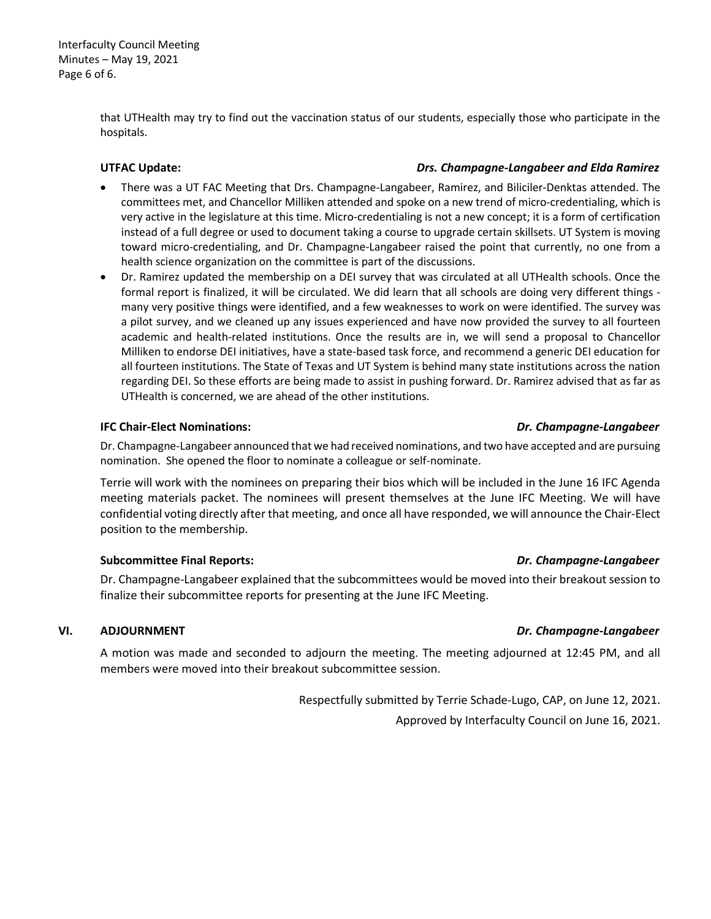that UTHealth may try to find out the vaccination status of our students, especially those who participate in the hospitals.

**UTFAC Update:** ***Drs. Champagne-Langabeer and Elda Ramirez***

- There was a UT FAC Meeting that Drs. Champagne-Langabeer, Ramirez, and Biliciler-Denktas attended. The committees met, and Chancellor Milliken attended and spoke on a new trend of micro-credentialing, which is very active in the legislature at this time. Micro-credentialing is not a new concept; it is a form of certification instead of a full degree or used to document taking a course to upgrade certain skillsets. UT System is moving toward micro-credentialing, and Dr. Champagne-Langabeer raised the point that currently, no one from a health science organization on the committee is part of the discussions.
- Dr. Ramirez updated the membership on a DEI survey that was circulated at all UTHealth schools. Once the formal report is finalized, it will be circulated. We did learn that all schools are doing very different things - many very positive things were identified, and a few weaknesses to work on were identified. The survey was a pilot survey, and we cleaned up any issues experienced and have now provided the survey to all fourteen academic and health-related institutions. Once the results are in, we will send a proposal to Chancellor Milliken to endorse DEI initiatives, have a state-based task force, and recommend a generic DEI education for all fourteen institutions. The State of Texas and UT System is behind many state institutions across the nation regarding DEI. So these efforts are being made to assist in pushing forward. Dr. Ramirez advised that as far as UTHealth is concerned, we are ahead of the other institutions.

**IFC Chair-Elect Nominations:** ***Dr. Champagne-Langabeer***

Dr. Champagne-Langabeer announced that we had received nominations, and two have accepted and are pursuing nomination. She opened the floor to nominate a colleague or self-nominate.

Terrie will work with the nominees on preparing their bios which will be included in the June 16 IFC Agenda meeting materials packet. The nominees will present themselves at the June IFC Meeting. We will have confidential voting directly after that meeting, and once all have responded, we will announce the Chair-Elect position to the membership.

**Subcommittee Final Reports:** ***Dr. Champagne-Langabeer***

Dr. Champagne-Langabeer explained that the subcommittees would be moved into their breakout session to finalize their subcommittee reports for presenting at the June IFC Meeting.

## VI. ADJOURNMENT ***Dr. Champagne-Langabeer***

A motion was made and seconded to adjourn the meeting. The meeting adjourned at 12:45 PM, and all members were moved into their breakout subcommittee session.

Respectfully submitted by Terrie Schade-Lugo, CAP, on June 12, 2021.

Approved by Interfaculty Council on June 16, 2021.